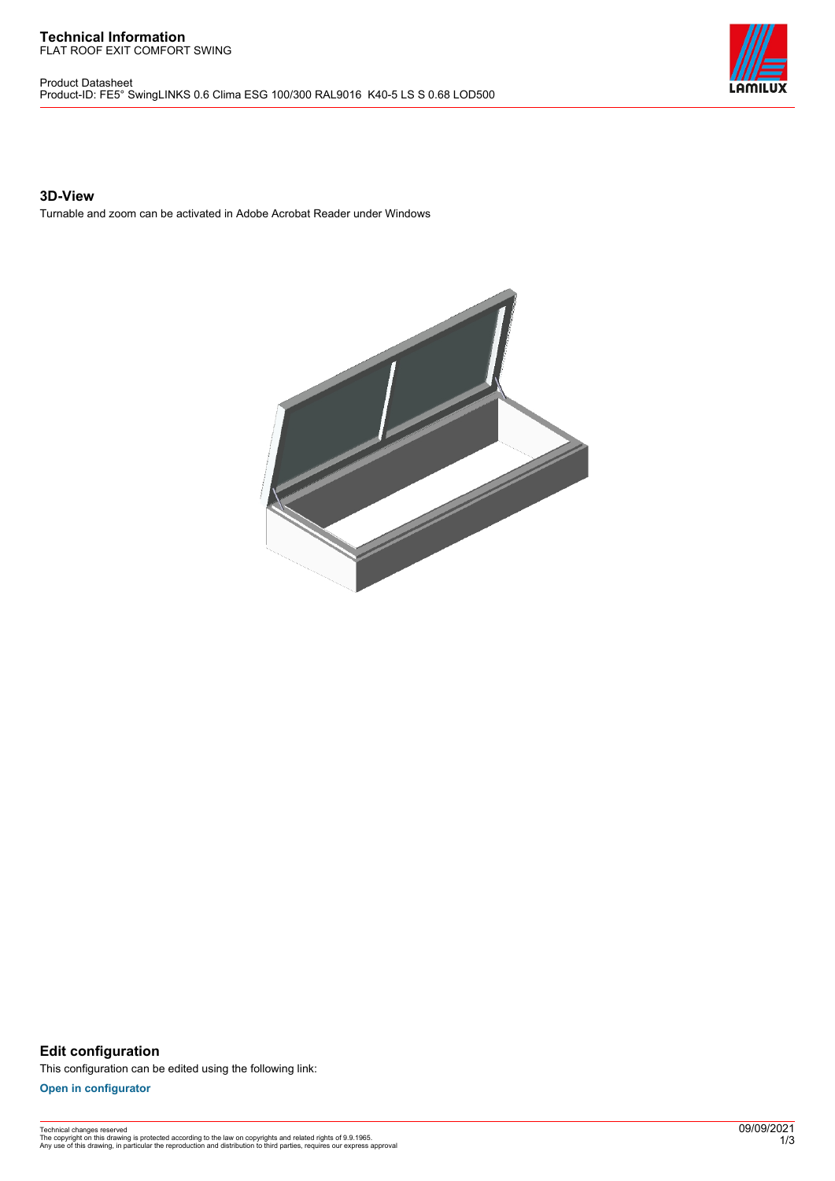# Technical Information

FLAT ROOF EXIT COMFORT SWING

Product Datasheet
Product-ID: FE5° SwingLINKS 0.6 Clima ESG 100/300 RAL9016 K40-5 LS S 0.68 LOD500

## 3D-View

Turnable and zoom can be activated in Adobe Acrobat Reader under Windows

## Edit configuration

This configuration can be edited using the following link:

**Open in configurator**

Technical changes reserved
The copyright on this drawing is protected according to the law on copyrights and related rights of 9.9.1965.
Any use of this drawing, in particular the reproduction and distribution to third parties, requires our express approval

09/09/2021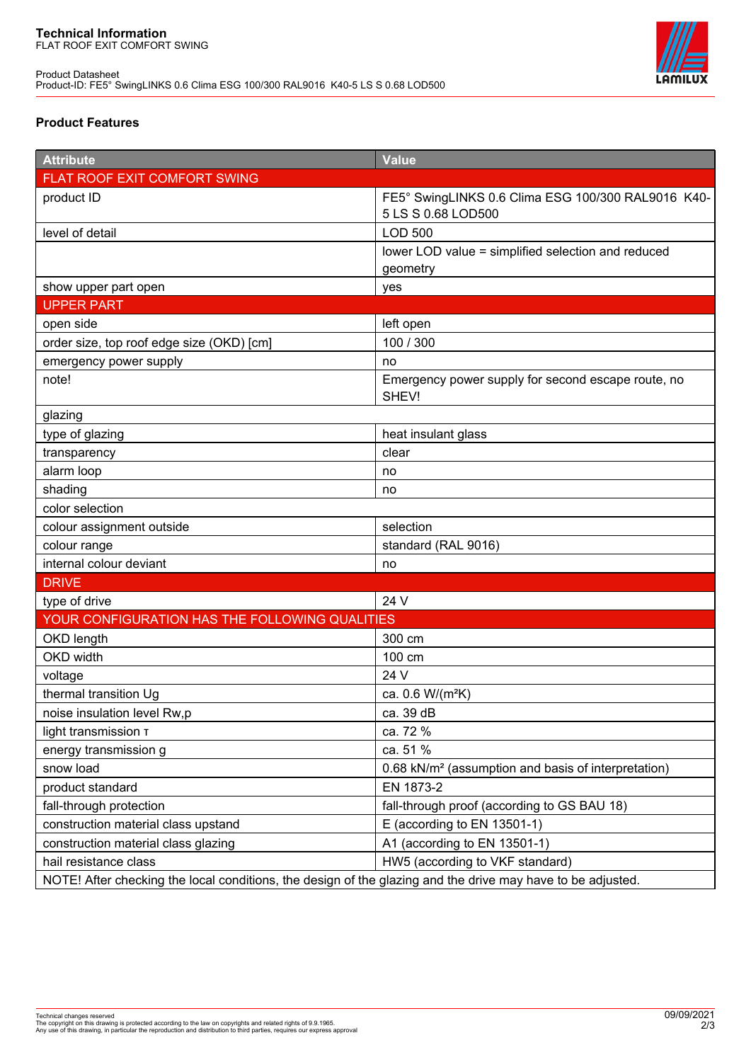**Technical Information**
FLAT ROOF EXIT COMFORT SWING

Product Datasheet
Product-ID: FE5° SwingLINKS 0.6 Clima ESG 100/300 RAL9016 K40-5 LS S 0.68 LOD500

## Product Features

| Attribute | Value |
|---|---|
| FLAT ROOF EXIT COMFORT SWING | |
| product ID | FE5° SwingLINKS 0.6 Clima ESG 100/300 RAL9016 K40-5 LS S 0.68 LOD500 |
| level of detail | LOD 500 |
| | lower LOD value = simplified selection and reduced geometry |
| show upper part open | yes |
| UPPER PART | |
| open side | left open |
| order size, top roof edge size (OKD) [cm] | 100 / 300 |
| emergency power supply | no |
| note! | Emergency power supply for second escape route, no SHEV! |
| glazing | |
| type of glazing | heat insulant glass |
| transparency | clear |
| alarm loop | no |
| shading | no |
| color selection | |
| colour assignment outside | selection |
| colour range | standard (RAL 9016) |
| internal colour deviant | no |
| DRIVE | |
| type of drive | 24 V |
| YOUR CONFIGURATION HAS THE FOLLOWING QUALITIES | |
| OKD length | 300 cm |
| OKD width | 100 cm |
| voltage | 24 V |
| thermal transition Ug | ca. 0.6 W/(m²K) |
| noise insulation level Rw,p | ca. 39 dB |
| light transmission τ | ca. 72 % |
| energy transmission g | ca. 51 % |
| snow load | 0.68 kN/m² (assumption and basis of interpretation) |
| product standard | EN 1873-2 |
| fall-through protection | fall-through proof (according to GS BAU 18) |
| construction material class upstand | E (according to EN 13501-1) |
| construction material class glazing | A1 (according to EN 13501-1) |
| hail resistance class | HW5 (according to VKF standard) |
| NOTE! After checking the local conditions, the design of the glazing and the drive may have to be adjusted. | |

Technical changes reserved
The copyright on this drawing is protected according to the law on copyrights and related rights of 9.9.1965.
Any use of this drawing, in particular the reproduction and distribution to third parties, requires our express approval

09/09/2021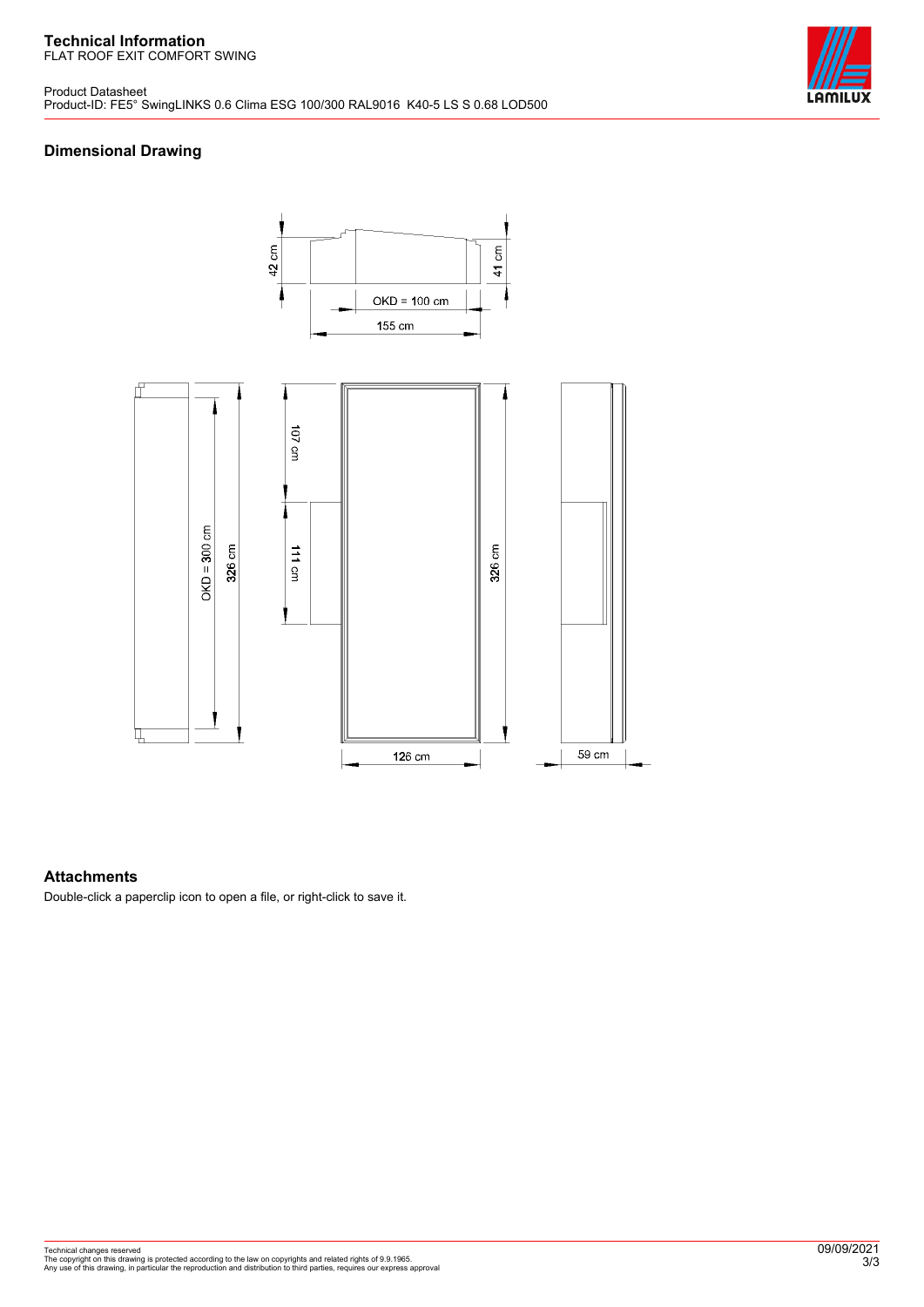# Technical Information

FLAT ROOF EXIT COMFORT SWING

Product Datasheet
Product-ID: FE5° SwingLINKS 0.6 Clima ESG 100/300 RAL9016 K40-5 LS S 0.68 LOD500

## Dimensional Drawing

42 cm
41 cm
OKD = 100 cm
155 cm

OKD = 300 cm
326 cm
107 cm
111 cm
326 cm
126 cm
59 cm

## Attachments

Double-click a paperclip icon to open a file, or right-click to save it.

Technical changes reserved
The copyright on this drawing is protected according to the law on copyrights and related rights of 9.9.1965.
Any use of this drawing, in particular the reproduction and distribution to third parties, requires our express approval

09/09/2021